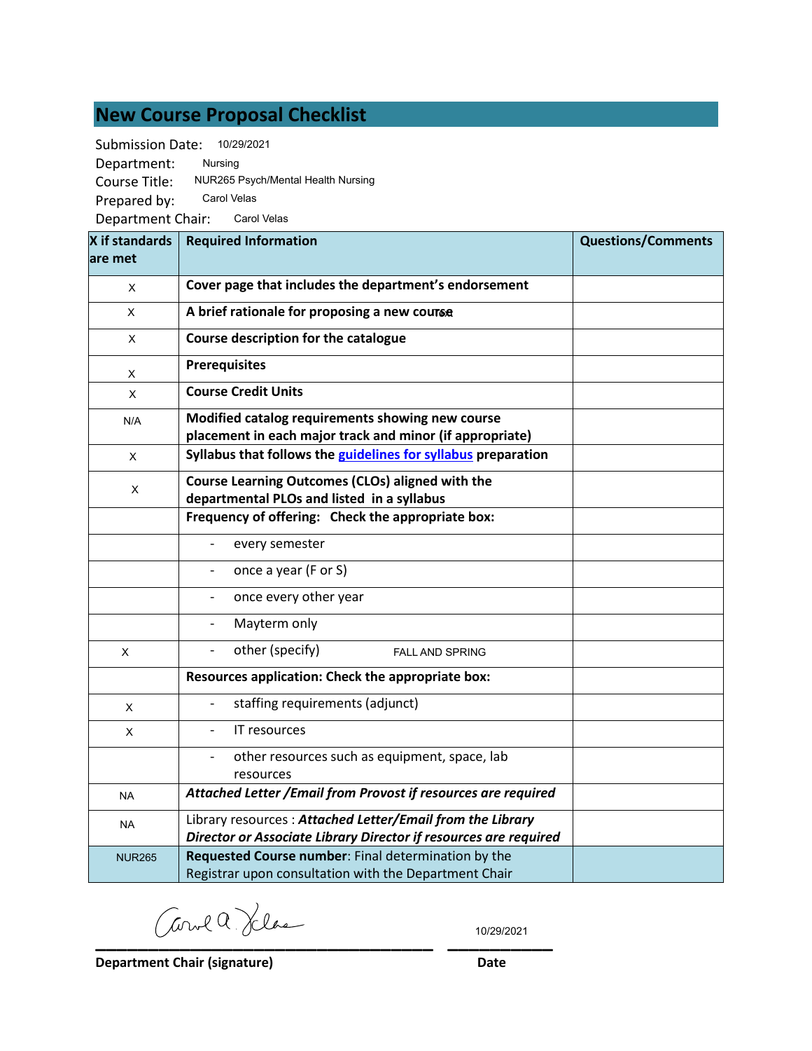# New Course Proposal Checklist

Submission Date: 10/29/2021

Department: Nursing

Course Title: NUR265 Psych/Mental Health Nursing

Prepared by: Carol Velas

Department Chair: Carol Velas

| X if standards are met | Required Information | Questions/Comments |
|---|---|---|
| X | **Cover page that includes the department's endorsement** | |
| X | **A brief rationale for proposing a new course** | |
| X | **Course description for the catalogue** | |
| X | **Prerequisites** | |
| X | **Course Credit Units** | |
| N/A | **Modified catalog requirements showing new course placement in each major track and minor (if appropriate)** | |
| X | **Syllabus that follows the guidelines for syllabus preparation** | |
| X | **Course Learning Outcomes (CLOs) aligned with the departmental PLOs and listed in a syllabus** | |
| | **Frequency of offering: Check the appropriate box:** | |
| | - every semester | |
| | - once a year (F or S) | |
| | - once every other year | |
| | - Mayterm only | |
| X | - other (specify) FALL AND SPRING | |
| | **Resources application: Check the appropriate box:** | |
| X | - staffing requirements (adjunct) | |
| X | - IT resources | |
| | - other resources such as equipment, space, lab resources | |
| NA | ***Attached Letter /Email from Provost if resources are required*** | |
| NA | Library resources : ***Attached Letter/Email from the Library Director or Associate Library Director if resources are required*** | |
| NUR265 | **Requested Course number**: Final determination by the Registrar upon consultation with the Department Chair | |

Carol A. Velas 10/29/2021

**Department Chair (signature)** **Date**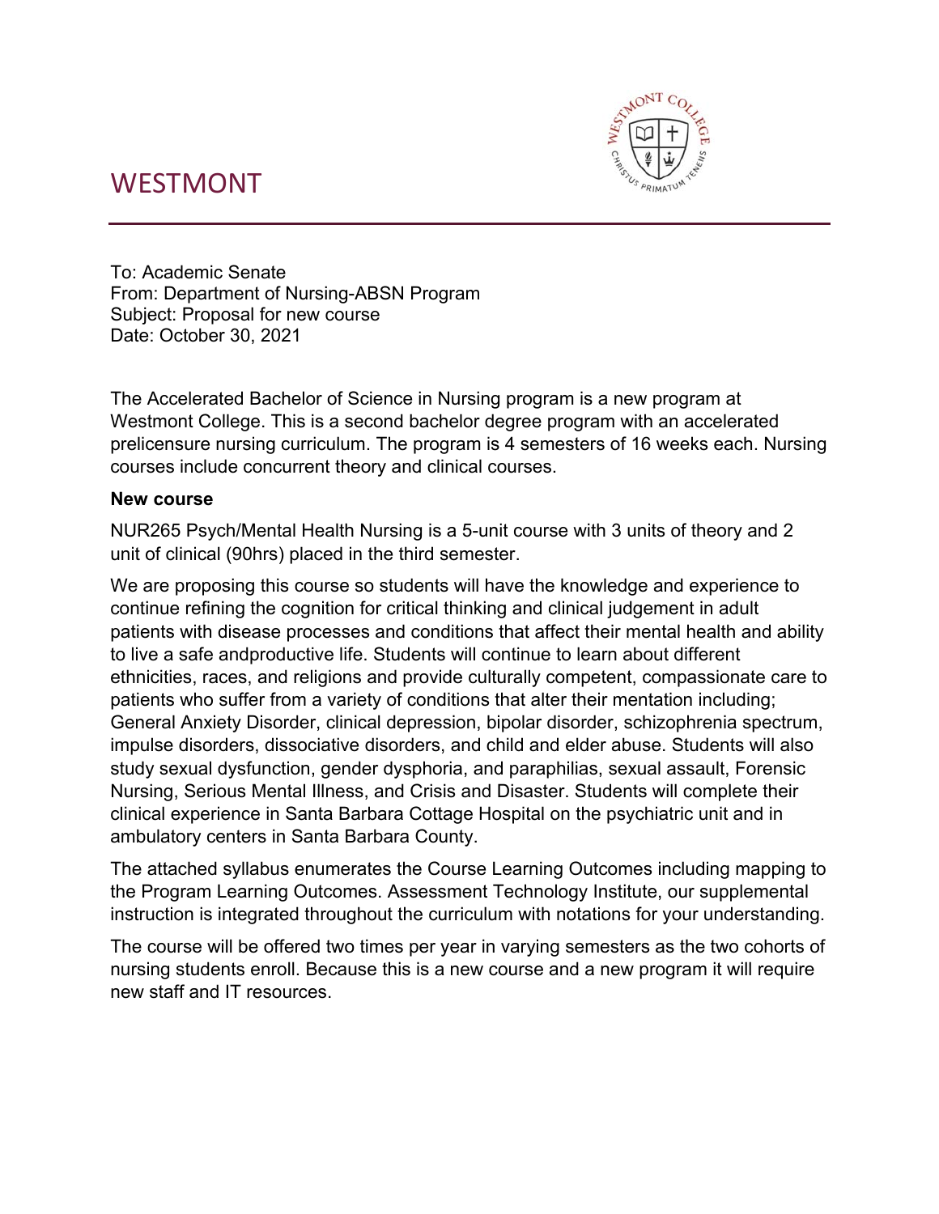# WESTMONT

To: Academic Senate
From: Department of Nursing-ABSN Program
Subject: Proposal for new course
Date: October 30, 2021

The Accelerated Bachelor of Science in Nursing program is a new program at Westmont College. This is a second bachelor degree program with an accelerated prelicensure nursing curriculum. The program is 4 semesters of 16 weeks each. Nursing courses include concurrent theory and clinical courses.

**New course**

NUR265 Psych/Mental Health Nursing is a 5-unit course with 3 units of theory and 2 unit of clinical (90hrs) placed in the third semester.

We are proposing this course so students will have the knowledge and experience to continue refining the cognition for critical thinking and clinical judgement in adult patients with disease processes and conditions that affect their mental health and ability to live a safe andproductive life. Students will continue to learn about different ethnicities, races, and religions and provide culturally competent, compassionate care to patients who suffer from a variety of conditions that alter their mentation including; General Anxiety Disorder, clinical depression, bipolar disorder, schizophrenia spectrum, impulse disorders, dissociative disorders, and child and elder abuse. Students will also study sexual dysfunction, gender dysphoria, and paraphilias, sexual assault, Forensic Nursing, Serious Mental Illness, and Crisis and Disaster. Students will complete their clinical experience in Santa Barbara Cottage Hospital on the psychiatric unit and in ambulatory centers in Santa Barbara County.

The attached syllabus enumerates the Course Learning Outcomes including mapping to the Program Learning Outcomes. Assessment Technology Institute, our supplemental instruction is integrated throughout the curriculum with notations for your understanding.

The course will be offered two times per year in varying semesters as the two cohorts of nursing students enroll. Because this is a new course and a new program it will require new staff and IT resources.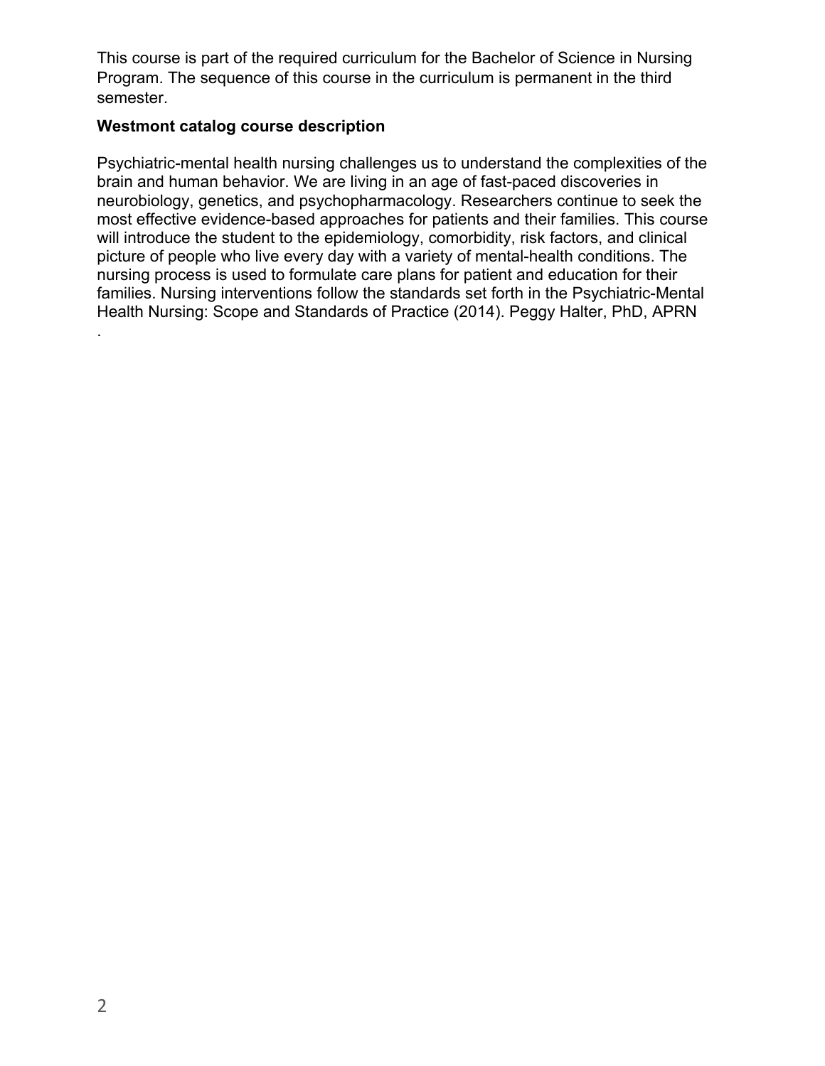This course is part of the required curriculum for the Bachelor of Science in Nursing Program. The sequence of this course in the curriculum is permanent in the third semester.

**Westmont catalog course description**

Psychiatric-mental health nursing challenges us to understand the complexities of the brain and human behavior. We are living in an age of fast-paced discoveries in neurobiology, genetics, and psychopharmacology. Researchers continue to seek the most effective evidence-based approaches for patients and their families. This course will introduce the student to the epidemiology, comorbidity, risk factors, and clinical picture of people who live every day with a variety of mental-health conditions. The nursing process is used to formulate care plans for patient and education for their families. Nursing interventions follow the standards set forth in the Psychiatric-Mental Health Nursing: Scope and Standards of Practice (2014). Peggy Halter, PhD, APRN

.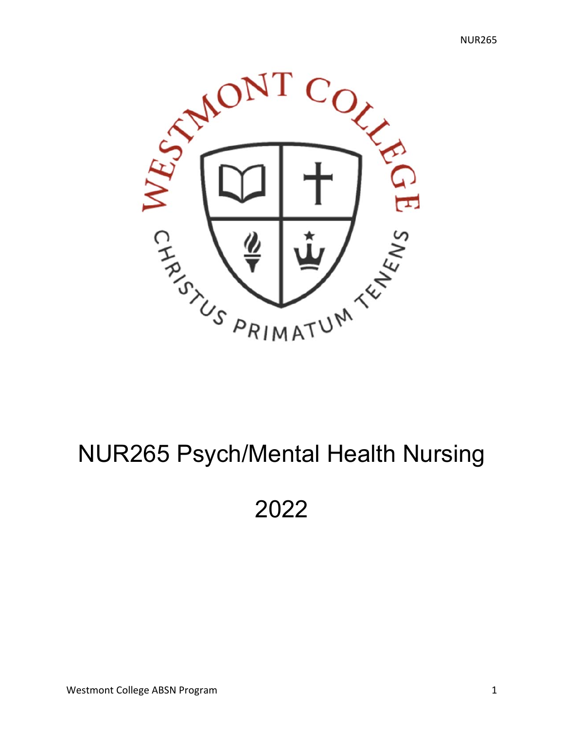# NUR265 Psych/Mental Health Nursing

# 2022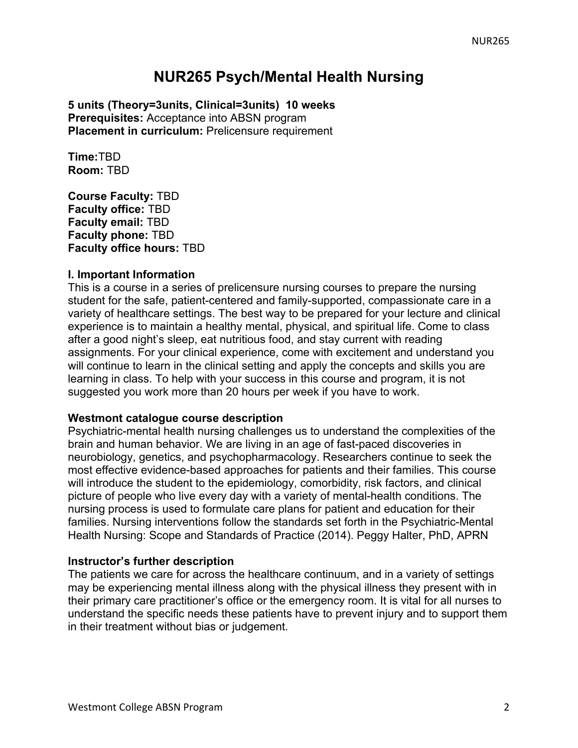# NUR265 Psych/Mental Health Nursing

**5 units (Theory=3units, Clinical=3units) 10 weeks**
**Prerequisites:** Acceptance into ABSN program
**Placement in curriculum:** Prelicensure requirement

**Time:**TBD
**Room:** TBD

**Course Faculty:** TBD
**Faculty office:** TBD
**Faculty email:** TBD
**Faculty phone:** TBD
**Faculty office hours:** TBD

**I. Important Information**

This is a course in a series of prelicensure nursing courses to prepare the nursing student for the safe, patient-centered and family-supported, compassionate care in a variety of healthcare settings. The best way to be prepared for your lecture and clinical experience is to maintain a healthy mental, physical, and spiritual life. Come to class after a good night's sleep, eat nutritious food, and stay current with reading assignments. For your clinical experience, come with excitement and understand you will continue to learn in the clinical setting and apply the concepts and skills you are learning in class. To help with your success in this course and program, it is not suggested you work more than 20 hours per week if you have to work.

**Westmont catalogue course description**

Psychiatric-mental health nursing challenges us to understand the complexities of the brain and human behavior. We are living in an age of fast-paced discoveries in neurobiology, genetics, and psychopharmacology. Researchers continue to seek the most effective evidence-based approaches for patients and their families. This course will introduce the student to the epidemiology, comorbidity, risk factors, and clinical picture of people who live every day with a variety of mental-health conditions. The nursing process is used to formulate care plans for patient and education for their families. Nursing interventions follow the standards set forth in the Psychiatric-Mental Health Nursing: Scope and Standards of Practice (2014). Peggy Halter, PhD, APRN

**Instructor's further description**

The patients we care for across the healthcare continuum, and in a variety of settings may be experiencing mental illness along with the physical illness they present with in their primary care practitioner's office or the emergency room. It is vital for all nurses to understand the specific needs these patients have to prevent injury and to support them in their treatment without bias or judgement.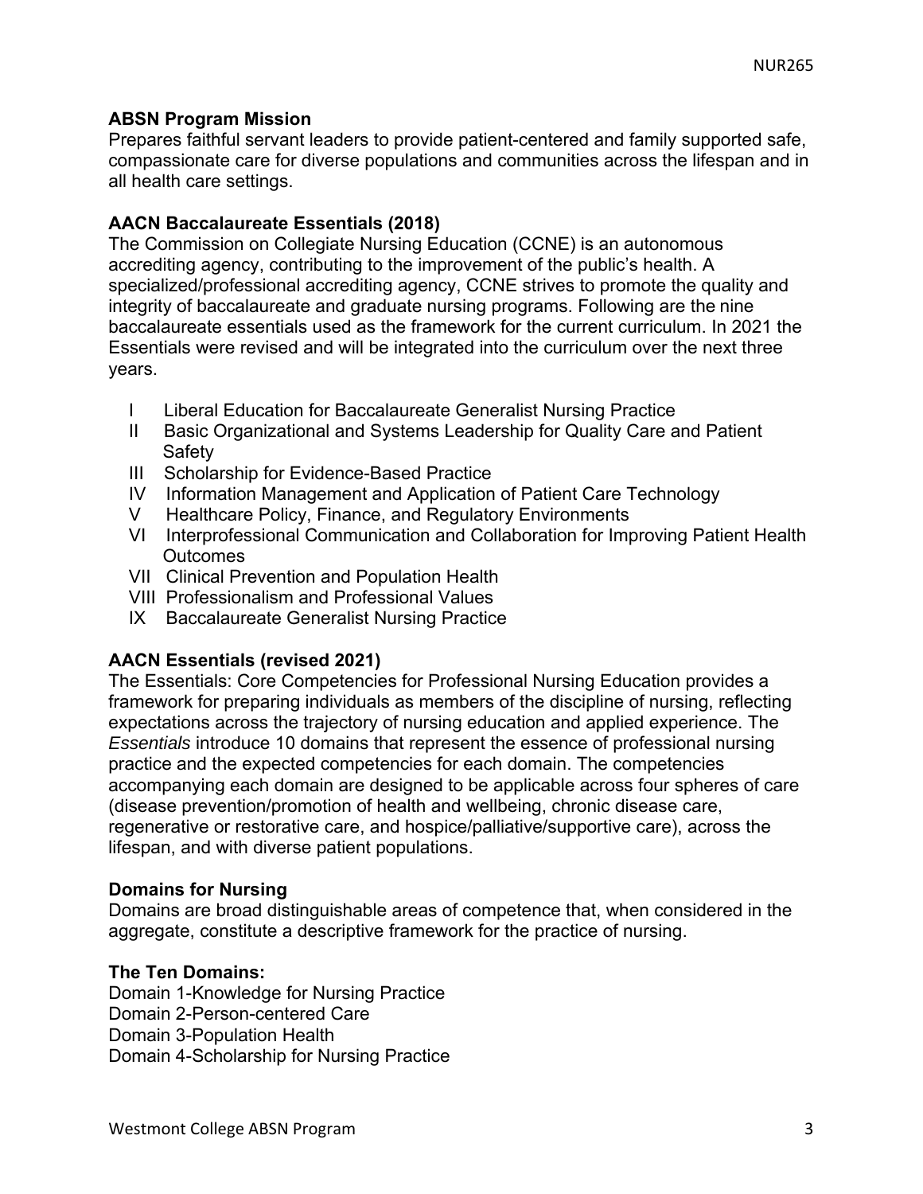## ABSN Program Mission

Prepares faithful servant leaders to provide patient-centered and family supported safe, compassionate care for diverse populations and communities across the lifespan and in all health care settings.

## AACN Baccalaureate Essentials (2018)

The Commission on Collegiate Nursing Education (CCNE) is an autonomous accrediting agency, contributing to the improvement of the public's health. A specialized/professional accrediting agency, CCNE strives to promote the quality and integrity of baccalaureate and graduate nursing programs. Following are the nine baccalaureate essentials used as the framework for the current curriculum. In 2021 the Essentials were revised and will be integrated into the curriculum over the next three years.

- I Liberal Education for Baccalaureate Generalist Nursing Practice
- II Basic Organizational and Systems Leadership for Quality Care and Patient Safety
- III Scholarship for Evidence-Based Practice
- IV Information Management and Application of Patient Care Technology
- V Healthcare Policy, Finance, and Regulatory Environments
- VI Interprofessional Communication and Collaboration for Improving Patient Health Outcomes
- VII Clinical Prevention and Population Health
- VIII Professionalism and Professional Values
- IX Baccalaureate Generalist Nursing Practice

## AACN Essentials (revised 2021)

The Essentials: Core Competencies for Professional Nursing Education provides a framework for preparing individuals as members of the discipline of nursing, reflecting expectations across the trajectory of nursing education and applied experience. The *Essentials* introduce 10 domains that represent the essence of professional nursing practice and the expected competencies for each domain. The competencies accompanying each domain are designed to be applicable across four spheres of care (disease prevention/promotion of health and wellbeing, chronic disease care, regenerative or restorative care, and hospice/palliative/supportive care), across the lifespan, and with diverse patient populations.

## Domains for Nursing

Domains are broad distinguishable areas of competence that, when considered in the aggregate, constitute a descriptive framework for the practice of nursing.

## The Ten Domains:

Domain 1-Knowledge for Nursing Practice
Domain 2-Person-centered Care
Domain 3-Population Health
Domain 4-Scholarship for Nursing Practice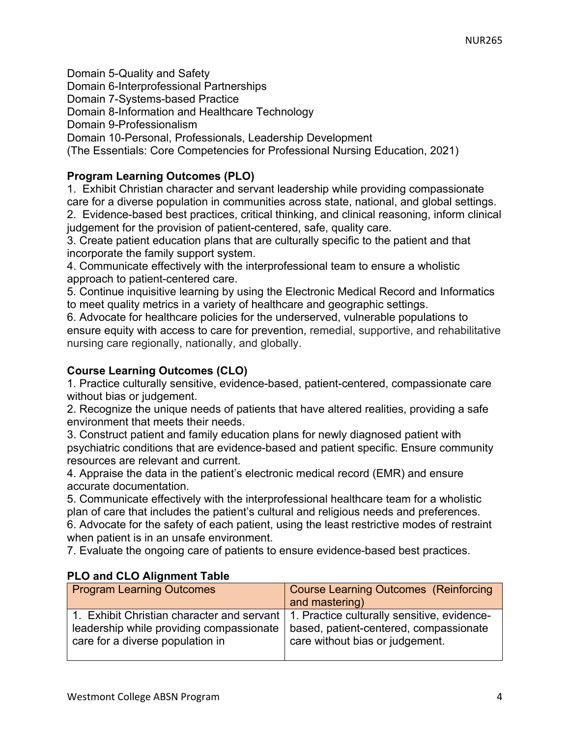Domain 5-Quality and Safety
Domain 6-Interprofessional Partnerships
Domain 7-Systems-based Practice
Domain 8-Information and Healthcare Technology
Domain 9-Professionalism
Domain 10-Personal, Professionals, Leadership Development
(The Essentials: Core Competencies for Professional Nursing Education, 2021)

**Program Learning Outcomes (PLO)**

1. Exhibit Christian character and servant leadership while providing compassionate care for a diverse population in communities across state, national, and global settings.
2. Evidence-based best practices, critical thinking, and clinical reasoning, inform clinical judgement for the provision of patient-centered, safe, quality care.
3. Create patient education plans that are culturally specific to the patient and that incorporate the family support system.
4. Communicate effectively with the interprofessional team to ensure a wholistic approach to patient-centered care.
5. Continue inquisitive learning by using the Electronic Medical Record and Informatics to meet quality metrics in a variety of healthcare and geographic settings.
6. Advocate for healthcare policies for the underserved, vulnerable populations to ensure equity with access to care for prevention, remedial, supportive, and rehabilitative nursing care regionally, nationally, and globally.

**Course Learning Outcomes (CLO)**

1. Practice culturally sensitive, evidence-based, patient-centered, compassionate care without bias or judgement.
2. Recognize the unique needs of patients that have altered realities, providing a safe environment that meets their needs.
3. Construct patient and family education plans for newly diagnosed patient with psychiatric conditions that are evidence-based and patient specific. Ensure community resources are relevant and current.
4. Appraise the data in the patient's electronic medical record (EMR) and ensure accurate documentation.
5. Communicate effectively with the interprofessional healthcare team for a wholistic plan of care that includes the patient's cultural and religious needs and preferences.
6. Advocate for the safety of each patient, using the least restrictive modes of restraint when patient is in an unsafe environment.
7. Evaluate the ongoing care of patients to ensure evidence-based best practices.

**PLO and CLO Alignment Table**

| Program Learning Outcomes | Course Learning Outcomes (Reinforcing and mastering) |
| --- | --- |
| 1. Exhibit Christian character and servant leadership while providing compassionate care for a diverse population in | 1. Practice culturally sensitive, evidence-based, patient-centered, compassionate care without bias or judgement. |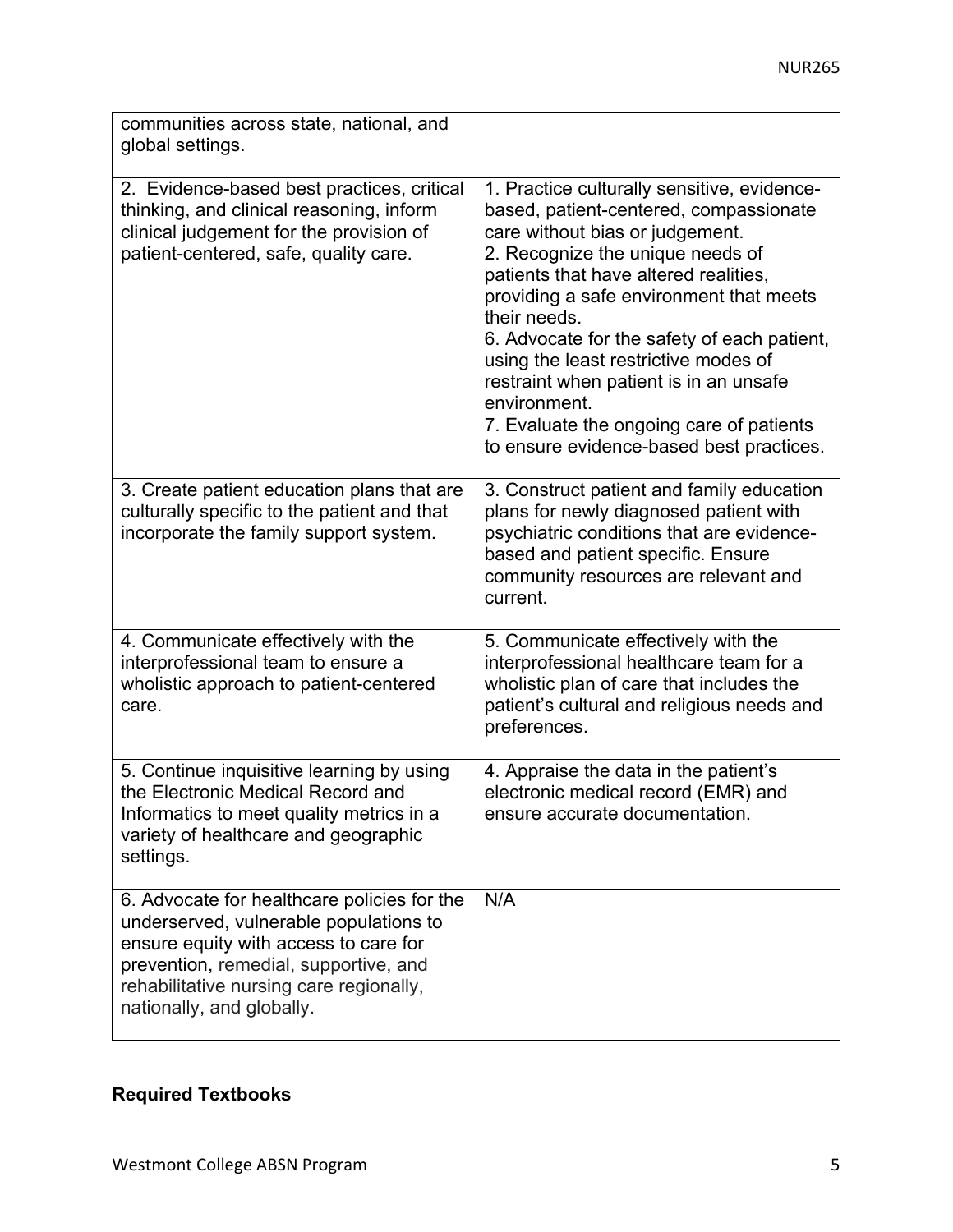| | |
|---|---|
| communities across state, national, and global settings. | |
| 2. Evidence-based best practices, critical thinking, and clinical reasoning, inform clinical judgement for the provision of patient-centered, safe, quality care. | 1. Practice culturally sensitive, evidence-based, patient-centered, compassionate care without bias or judgement.<br>2. Recognize the unique needs of patients that have altered realities, providing a safe environment that meets their needs.<br>6. Advocate for the safety of each patient, using the least restrictive modes of restraint when patient is in an unsafe environment.<br>7. Evaluate the ongoing care of patients to ensure evidence-based best practices. |
| 3. Create patient education plans that are culturally specific to the patient and that incorporate the family support system. | 3. Construct patient and family education plans for newly diagnosed patient with psychiatric conditions that are evidence-based and patient specific. Ensure community resources are relevant and current. |
| 4. Communicate effectively with the interprofessional team to ensure a wholistic approach to patient-centered care. | 5. Communicate effectively with the interprofessional healthcare team for a wholistic plan of care that includes the patient's cultural and religious needs and preferences. |
| 5. Continue inquisitive learning by using the Electronic Medical Record and Informatics to meet quality metrics in a variety of healthcare and geographic settings. | 4. Appraise the data in the patient's electronic medical record (EMR) and ensure accurate documentation. |
| 6. Advocate for healthcare policies for the underserved, vulnerable populations to ensure equity with access to care for prevention, remedial, supportive, and rehabilitative nursing care regionally, nationally, and globally. | N/A |

## Required Textbooks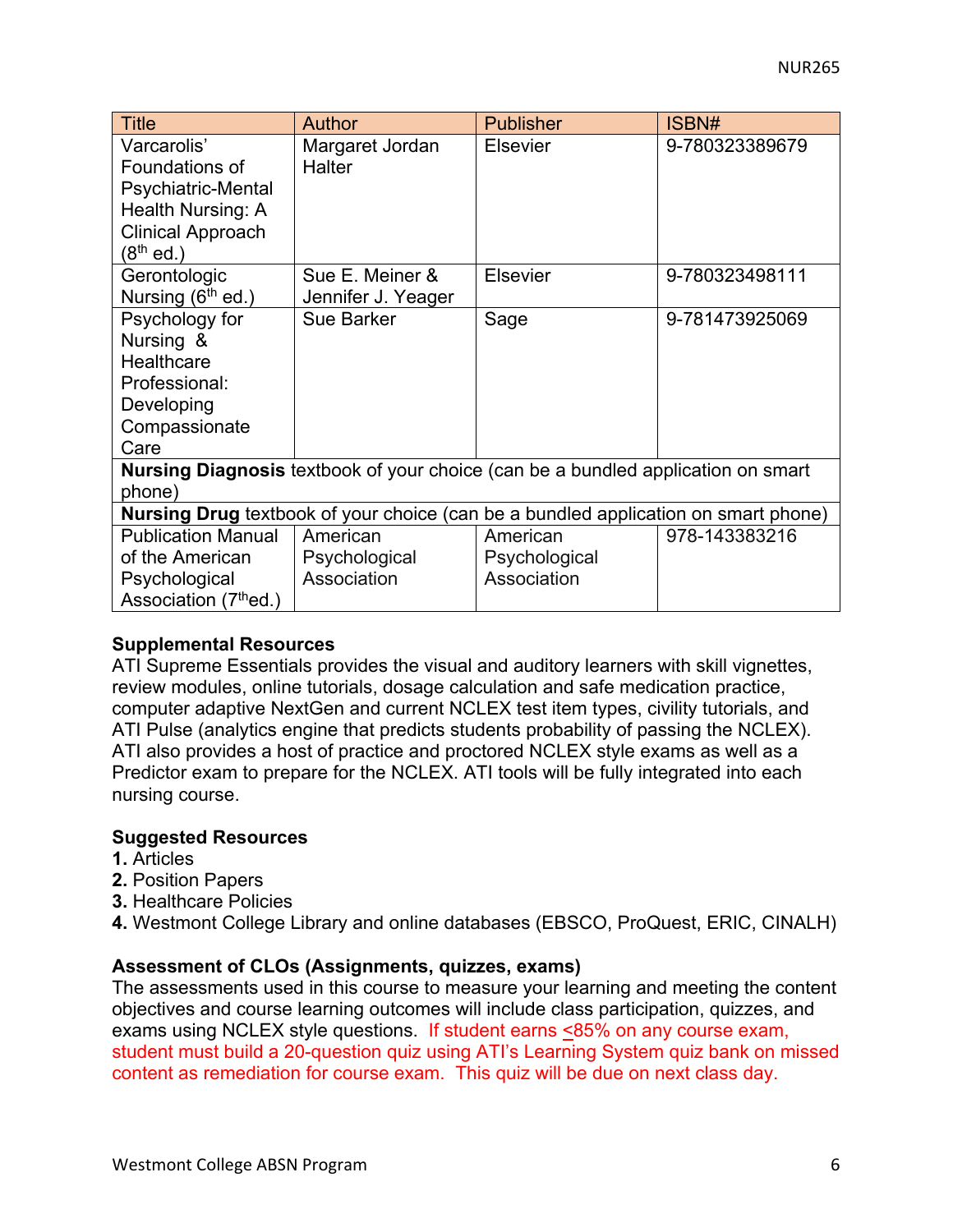| Title | Author | Publisher | ISBN# |
| --- | --- | --- | --- |
| Varcarolis' Foundations of Psychiatric-Mental Health Nursing: A Clinical Approach (8th ed.) | Margaret Jordan Halter | Elsevier | 9-780323389679 |
| Gerontologic Nursing (6th ed.) | Sue E. Meiner & Jennifer J. Yeager | Elsevier | 9-780323498111 |
| Psychology for Nursing & Healthcare Professional: Developing Compassionate Care | Sue Barker | Sage | 9-781473925069 |
| **Nursing Diagnosis** textbook of your choice (can be a bundled application on smart phone) | | | |
| **Nursing Drug** textbook of your choice (can be a bundled application on smart phone) | | | |
| Publication Manual of the American Psychological Association (7th ed.) | American Psychological Association | American Psychological Association | 978-143383216 |

**Supplemental Resources**

ATI Supreme Essentials provides the visual and auditory learners with skill vignettes, review modules, online tutorials, dosage calculation and safe medication practice, computer adaptive NextGen and current NCLEX test item types, civility tutorials, and ATI Pulse (analytics engine that predicts students probability of passing the NCLEX). ATI also provides a host of practice and proctored NCLEX style exams as well as a Predictor exam to prepare for the NCLEX. ATI tools will be fully integrated into each nursing course.

**Suggested Resources**

**1.** Articles
**2.** Position Papers
**3.** Healthcare Policies
**4.** Westmont College Library and online databases (EBSCO, ProQuest, ERIC, CINALH)

**Assessment of CLOs (Assignments, quizzes, exams)**

The assessments used in this course to measure your learning and meeting the content objectives and course learning outcomes will include class participation, quizzes, and exams using NCLEX style questions. If student earns ≤85% on any course exam, student must build a 20-question quiz using ATI's Learning System quiz bank on missed content as remediation for course exam. This quiz will be due on next class day.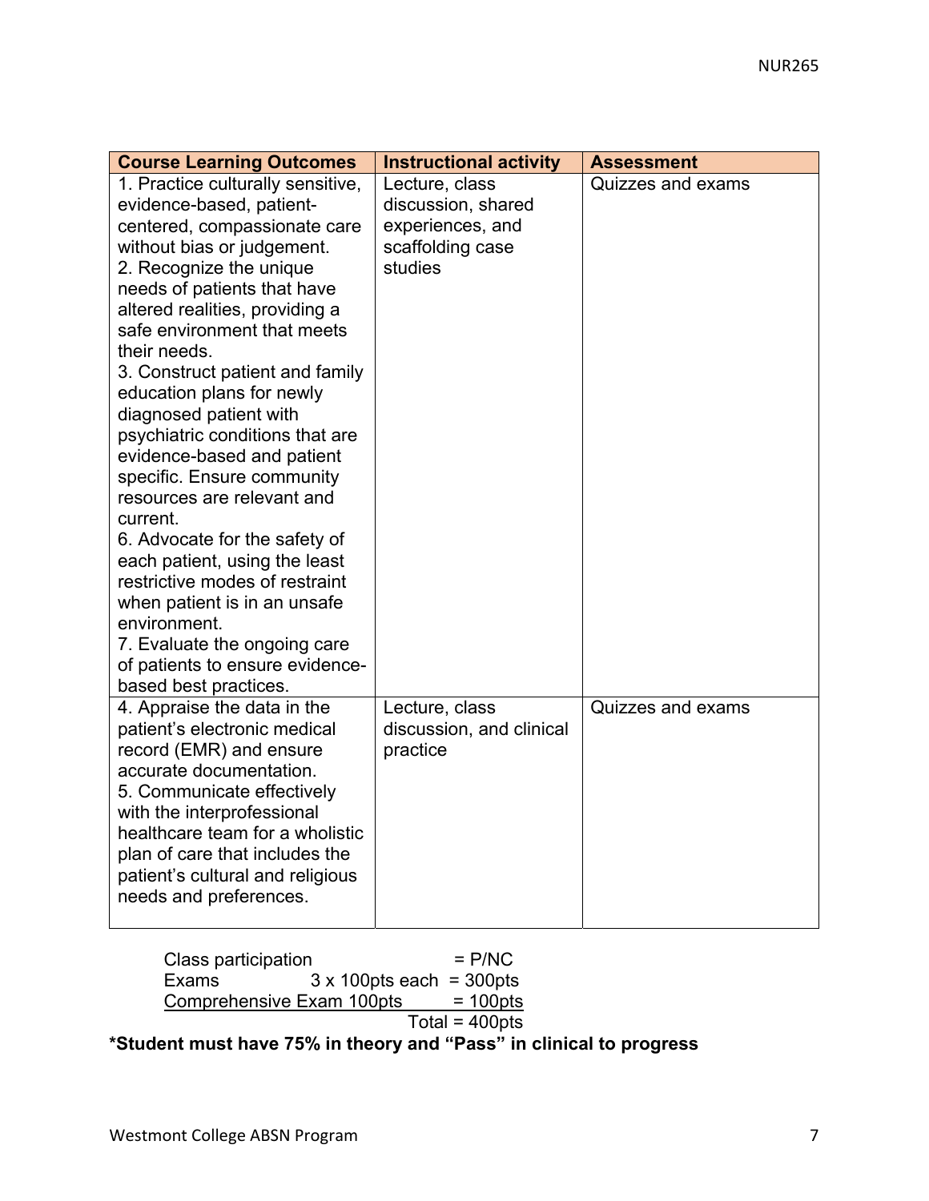| Course Learning Outcomes | Instructional activity | Assessment |
|---|---|---|
| 1. Practice culturally sensitive, evidence-based, patient-centered, compassionate care without bias or judgement.<br>2. Recognize the unique needs of patients that have altered realities, providing a safe environment that meets their needs.<br>3. Construct patient and family education plans for newly diagnosed patient with psychiatric conditions that are evidence-based and patient specific. Ensure community resources are relevant and current.<br>6. Advocate for the safety of each patient, using the least restrictive modes of restraint when patient is in an unsafe environment.<br>7. Evaluate the ongoing care of patients to ensure evidence-based best practices. | Lecture, class discussion, shared experiences, and scaffolding case studies | Quizzes and exams |
| 4. Appraise the data in the patient's electronic medical record (EMR) and ensure accurate documentation.<br>5. Communicate effectively with the interprofessional healthcare team for a wholistic plan of care that includes the patient's cultural and religious needs and preferences. | Lecture, class discussion, and clinical practice | Quizzes and exams |

| | | |
|---|---|---|
| Class participation | | = P/NC |
| Exams | 3 x 100pts each | = 300pts |
| Comprehensive Exam 100pts | | = 100pts |
| | | Total = 400pts |

**\*Student must have 75% in theory and "Pass" in clinical to progress**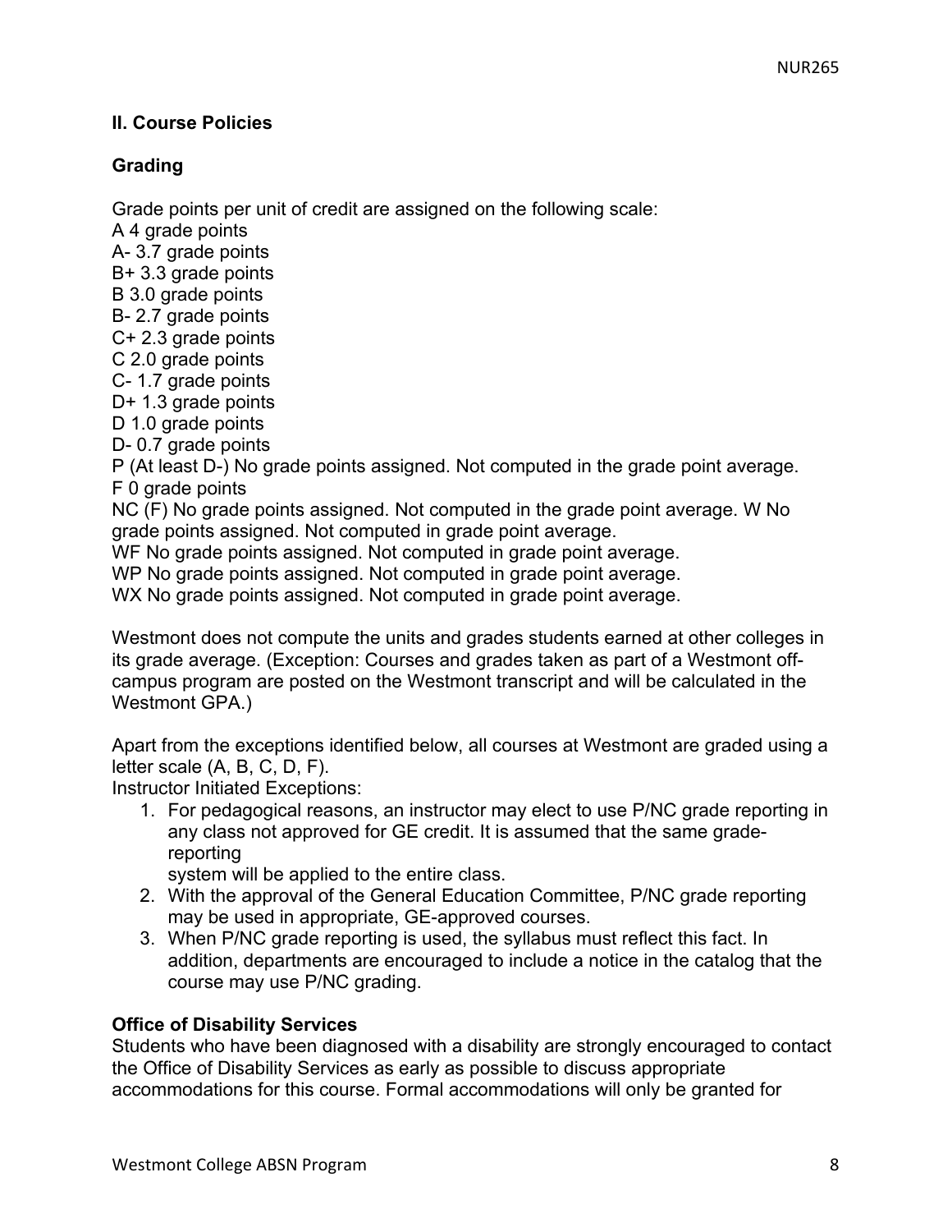## II. Course Policies

### Grading

Grade points per unit of credit are assigned on the following scale:
A 4 grade points
A- 3.7 grade points
B+ 3.3 grade points
B 3.0 grade points
B- 2.7 grade points
C+ 2.3 grade points
C 2.0 grade points
C- 1.7 grade points
D+ 1.3 grade points
D 1.0 grade points
D- 0.7 grade points
P (At least D-) No grade points assigned. Not computed in the grade point average.
F 0 grade points
NC (F) No grade points assigned. Not computed in the grade point average. W No grade points assigned. Not computed in grade point average.
WF No grade points assigned. Not computed in grade point average.
WP No grade points assigned. Not computed in grade point average.
WX No grade points assigned. Not computed in grade point average.

Westmont does not compute the units and grades students earned at other colleges in its grade average. (Exception: Courses and grades taken as part of a Westmont off-campus program are posted on the Westmont transcript and will be calculated in the Westmont GPA.)

Apart from the exceptions identified below, all courses at Westmont are graded using a letter scale (A, B, C, D, F).
Instructor Initiated Exceptions:

1. For pedagogical reasons, an instructor may elect to use P/NC grade reporting in any class not approved for GE credit. It is assumed that the same grade-reporting system will be applied to the entire class.
2. With the approval of the General Education Committee, P/NC grade reporting may be used in appropriate, GE-approved courses.
3. When P/NC grade reporting is used, the syllabus must reflect this fact. In addition, departments are encouraged to include a notice in the catalog that the course may use P/NC grading.

### Office of Disability Services

Students who have been diagnosed with a disability are strongly encouraged to contact the Office of Disability Services as early as possible to discuss appropriate accommodations for this course. Formal accommodations will only be granted for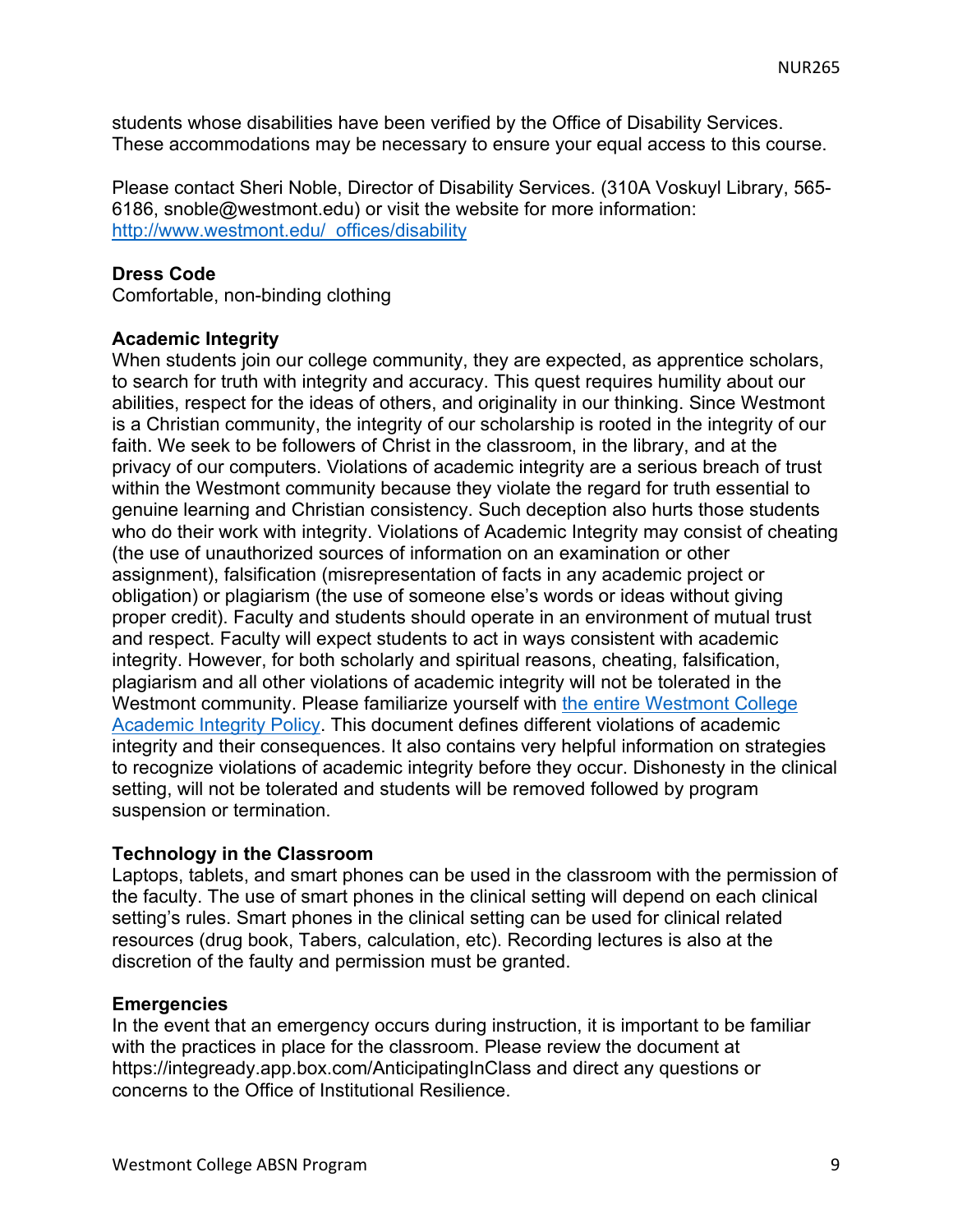students whose disabilities have been verified by the Office of Disability Services. These accommodations may be necessary to ensure your equal access to this course.

Please contact Sheri Noble, Director of Disability Services. (310A Voskuyl Library, 565-6186, snoble@westmont.edu) or visit the website for more information: [http://www.westmont.edu/_offices/disability](http://www.westmont.edu/_offices/disability)

**Dress Code**
Comfortable, non-binding clothing

**Academic Integrity**
When students join our college community, they are expected, as apprentice scholars, to search for truth with integrity and accuracy. This quest requires humility about our abilities, respect for the ideas of others, and originality in our thinking. Since Westmont is a Christian community, the integrity of our scholarship is rooted in the integrity of our faith. We seek to be followers of Christ in the classroom, in the library, and at the privacy of our computers. Violations of academic integrity are a serious breach of trust within the Westmont community because they violate the regard for truth essential to genuine learning and Christian consistency. Such deception also hurts those students who do their work with integrity. Violations of Academic Integrity may consist of cheating (the use of unauthorized sources of information on an examination or other assignment), falsification (misrepresentation of facts in any academic project or obligation) or plagiarism (the use of someone else's words or ideas without giving proper credit). Faculty and students should operate in an environment of mutual trust and respect. Faculty will expect students to act in ways consistent with academic integrity. However, for both scholarly and spiritual reasons, cheating, falsification, plagiarism and all other violations of academic integrity will not be tolerated in the Westmont community. Please familiarize yourself with the entire Westmont College Academic Integrity Policy. This document defines different violations of academic integrity and their consequences. It also contains very helpful information on strategies to recognize violations of academic integrity before they occur. Dishonesty in the clinical setting, will not be tolerated and students will be removed followed by program suspension or termination.

**Technology in the Classroom**
Laptops, tablets, and smart phones can be used in the classroom with the permission of the faculty. The use of smart phones in the clinical setting will depend on each clinical setting's rules. Smart phones in the clinical setting can be used for clinical related resources (drug book, Tabers, calculation, etc). Recording lectures is also at the discretion of the faulty and permission must be granted.

**Emergencies**
In the event that an emergency occurs during instruction, it is important to be familiar with the practices in place for the classroom. Please review the document at https://integready.app.box.com/AnticipatingInClass and direct any questions or concerns to the Office of Institutional Resilience.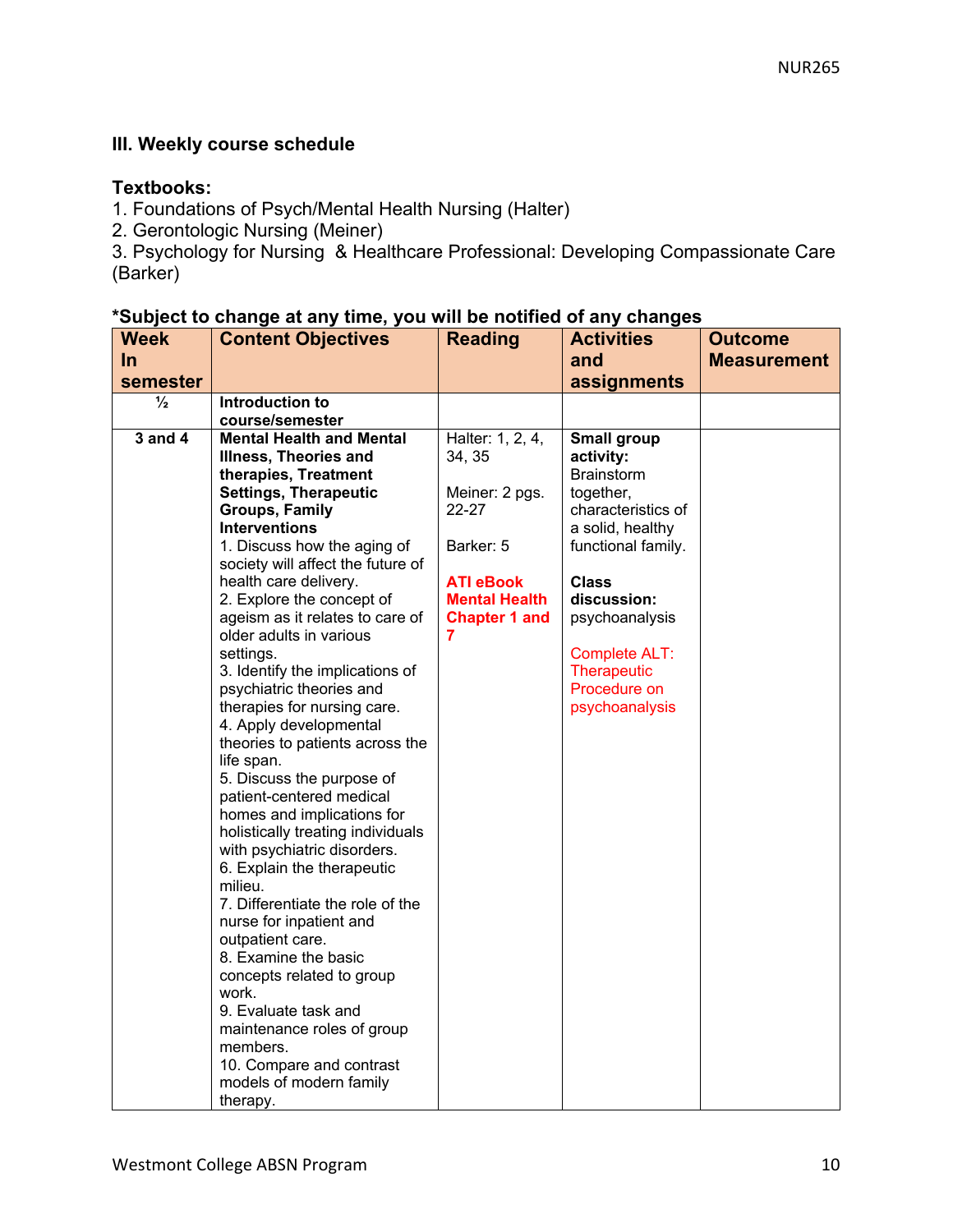### III. Weekly course schedule

**Textbooks:**

1. Foundations of Psych/Mental Health Nursing (Halter)
2. Gerontologic Nursing (Meiner)
3. Psychology for Nursing & Healthcare Professional: Developing Compassionate Care (Barker)

**\*Subject to change at any time, you will be notified of any changes**

| Week In semester | Content Objectives | Reading | Activities and assignments | Outcome Measurement |
|---|---|---|---|---|
| ½ | **Introduction to course/semester** | | | |
| 3 and 4 | **Mental Health and Mental Illness, Theories and therapies, Treatment Settings, Therapeutic Groups, Family Interventions**<br>1. Discuss how the aging of society will affect the future of health care delivery.<br>2. Explore the concept of ageism as it relates to care of older adults in various settings.<br>3. Identify the implications of psychiatric theories and therapies for nursing care.<br>4. Apply developmental theories to patients across the life span.<br>5. Discuss the purpose of patient-centered medical homes and implications for holistically treating individuals with psychiatric disorders.<br>6. Explain the therapeutic milieu.<br>7. Differentiate the role of the nurse for inpatient and outpatient care.<br>8. Examine the basic concepts related to group work.<br>9. Evaluate task and maintenance roles of group members.<br>10. Compare and contrast models of modern family therapy. | Halter: 1, 2, 4, 34, 35<br><br>Meiner: 2 pgs. 22-27<br><br>Barker: 5<br><br>**ATI eBook Mental Health Chapter 1 and 7** | **Small group activity:** Brainstorm together, characteristics of a solid, healthy functional family.<br><br>**Class discussion:** psychoanalysis<br><br>Complete ALT: Therapeutic Procedure on psychoanalysis | |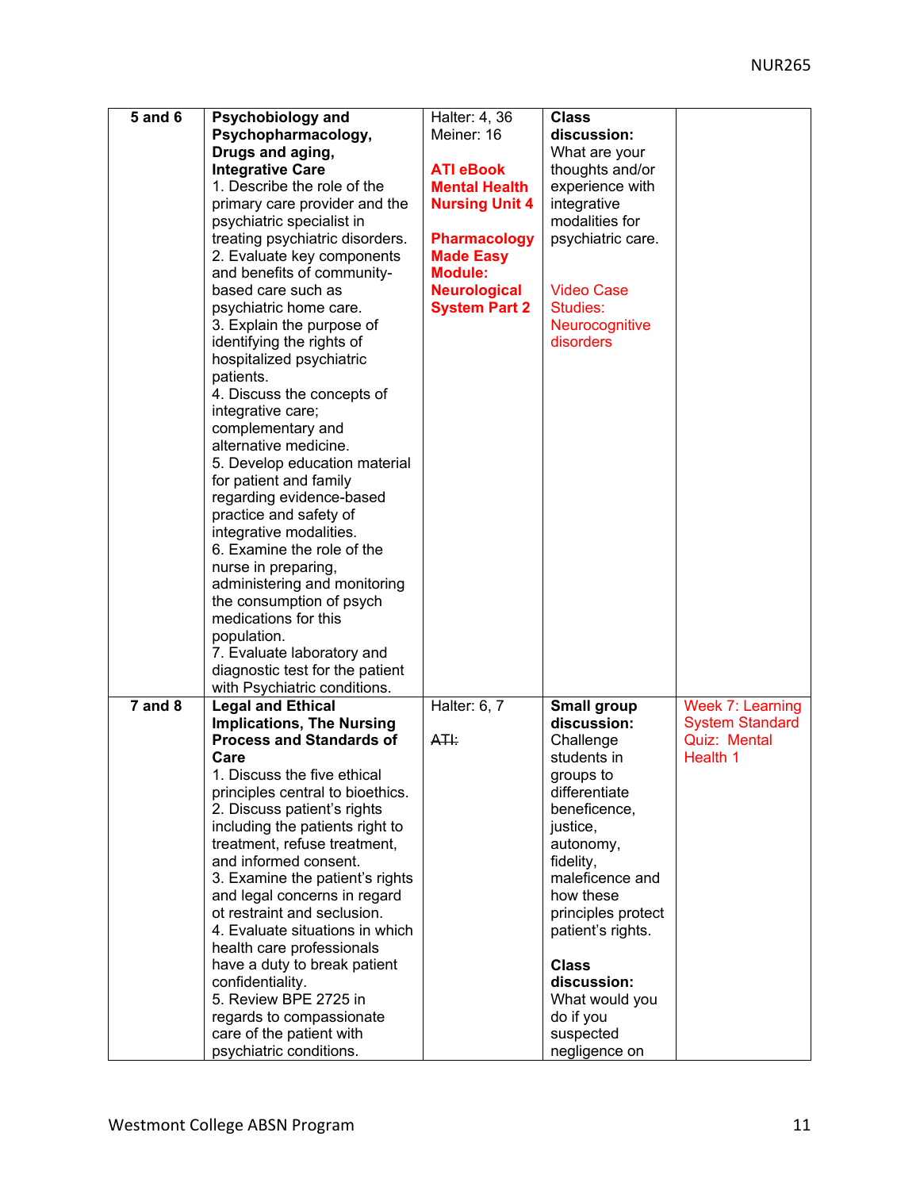| | | | | |
|---|---|---|---|---|
| 5 and 6 | **Psychobiology and Psychopharmacology, Drugs and aging, Integrative Care**<br>1. Describe the role of the primary care provider and the psychiatric specialist in treating psychiatric disorders.<br>2. Evaluate key components and benefits of community-based care such as psychiatric home care.<br>3. Explain the purpose of identifying the rights of hospitalized psychiatric patients.<br>4. Discuss the concepts of integrative care; complementary and alternative medicine.<br>5. Develop education material for patient and family regarding evidence-based practice and safety of integrative modalities.<br>6. Examine the role of the nurse in preparing, administering and monitoring the consumption of psych medications for this population.<br>7. Evaluate laboratory and diagnostic test for the patient with Psychiatric conditions. | Halter: 4, 36<br>Meiner: 16<br><br>**ATI eBook Mental Health Nursing Unit 4**<br><br>**Pharmacology Made Easy Module: Neurological System Part 2** | **Class discussion:** What are your thoughts and/or experience with integrative modalities for psychiatric care.<br><br>Video Case Studies: Neurocognitive disorders | |
| 7 and 8 | **Legal and Ethical Implications, The Nursing Process and Standards of Care**<br>1. Discuss the five ethical principles central to bioethics.<br>2. Discuss patient's rights including the patients right to treatment, refuse treatment, and informed consent.<br>3. Examine the patient's rights and legal concerns in regard ot restraint and seclusion.<br>4. Evaluate situations in which health care professionals have a duty to break patient confidentiality.<br>5. Review BPE 2725 in regards to compassionate care of the patient with psychiatric conditions. | Halter: 6, 7<br><br>~~ATI:~~ | **Small group discussion:** Challenge students in groups to differentiate beneficence, justice, autonomy, fidelity, maleficence and how these principles protect patient's rights.<br><br>**Class discussion:** What would you do if you suspected negligence on | Week 7: Learning System Standard Quiz: Mental Health 1 |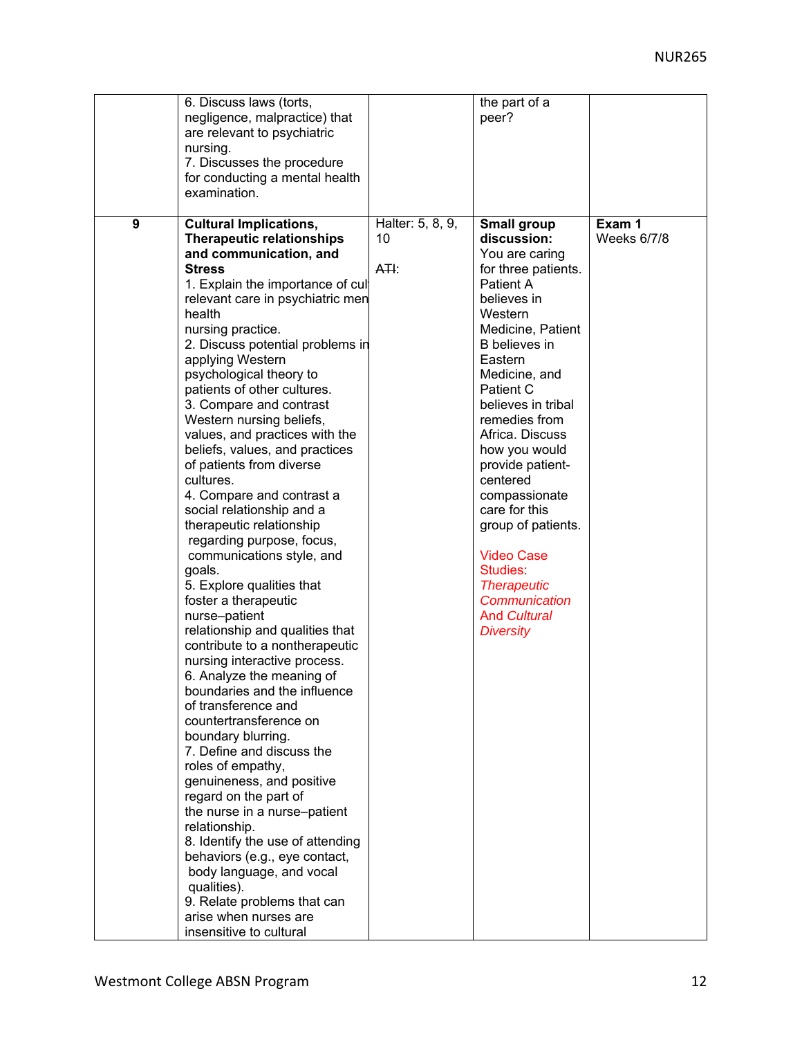| | | | | |
|---|---|---|---|---|
| | 6. Discuss laws (torts, negligence, malpractice) that are relevant to psychiatric nursing.<br>7. Discusses the procedure for conducting a mental health examination. | | the part of a peer? | |
| **9** | **Cultural Implications, Therapeutic relationships and communication, and Stress**<br>1. Explain the importance of cul relevant care in psychiatric men health nursing practice.<br>2. Discuss potential problems in applying Western psychological theory to patients of other cultures.<br>3. Compare and contrast Western nursing beliefs, values, and practices with the beliefs, values, and practices of patients from diverse cultures.<br>4. Compare and contrast a social relationship and a therapeutic relationship regarding purpose, focus, communications style, and goals.<br>5. Explore qualities that foster a therapeutic nurse–patient relationship and qualities that contribute to a nontherapeutic nursing interactive process.<br>6. Analyze the meaning of boundaries and the influence of transference and countertransference on boundary blurring.<br>7. Define and discuss the roles of empathy, genuineness, and positive regard on the part of the nurse in a nurse–patient relationship.<br>8. Identify the use of attending behaviors (e.g., eye contact, body language, and vocal qualities).<br>9. Relate problems that can arise when nurses are insensitive to cultural | Halter: 5, 8, 9, 10<br><br>~~ATI~~: | **Small group discussion:** You are caring for three patients. Patient A believes in Western Medicine, Patient B believes in Eastern Medicine, and Patient C believes in tribal remedies from Africa. Discuss how you would provide patient-centered compassionate care for this group of patients.<br><br>Video Case Studies: *Therapeutic Communication And Cultural Diversity* | **Exam 1**<br>Weeks 6/7/8 |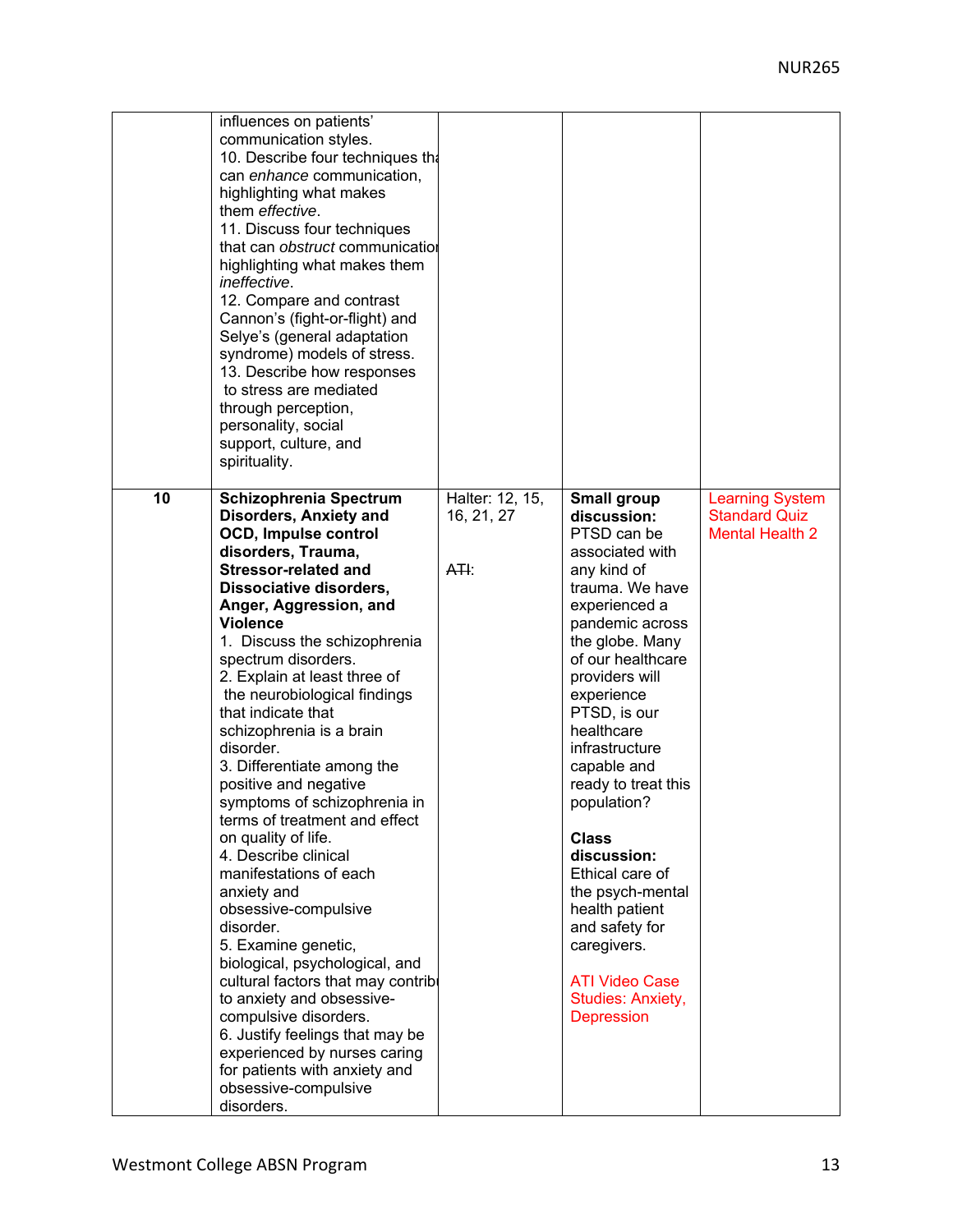| | | | | |
|---|---|---|---|---|
| | influences on patients' communication styles.<br>10. Describe four techniques tha can *enhance* communication, highlighting what makes them *effective*.<br>11. Discuss four techniques that can *obstruct* communicatior highlighting what makes them *ineffective*.<br>12. Compare and contrast Cannon's (fight-or-flight) and Selye's (general adaptation syndrome) models of stress.<br>13. Describe how responses to stress are mediated through perception, personality, social support, culture, and spirituality. | | | |
| **10** | **Schizophrenia Spectrum Disorders, Anxiety and OCD, Impulse control disorders, Trauma, Stressor-related and Dissociative disorders, Anger, Aggression, and Violence**<br>1. Discuss the schizophrenia spectrum disorders.<br>2. Explain at least three of the neurobiological findings that indicate that schizophrenia is a brain disorder.<br>3. Differentiate among the positive and negative symptoms of schizophrenia in terms of treatment and effect on quality of life.<br>4. Describe clinical manifestations of each anxiety and obsessive-compulsive disorder.<br>5. Examine genetic, biological, psychological, and cultural factors that may contribu to anxiety and obsessive-compulsive disorders.<br>6. Justify feelings that may be experienced by nurses caring for patients with anxiety and obsessive-compulsive disorders. | Halter: 12, 15, 16, 21, 27<br><br>~~ATI~~: | **Small group discussion:** PTSD can be associated with any kind of trauma. We have experienced a pandemic across the globe. Many of our healthcare providers will experience PTSD, is our healthcare infrastructure capable and ready to treat this population?<br><br>**Class discussion:** Ethical care of the psych-mental health patient and safety for caregivers.<br><br>ATI Video Case Studies: Anxiety, Depression | Learning System Standard Quiz Mental Health 2 |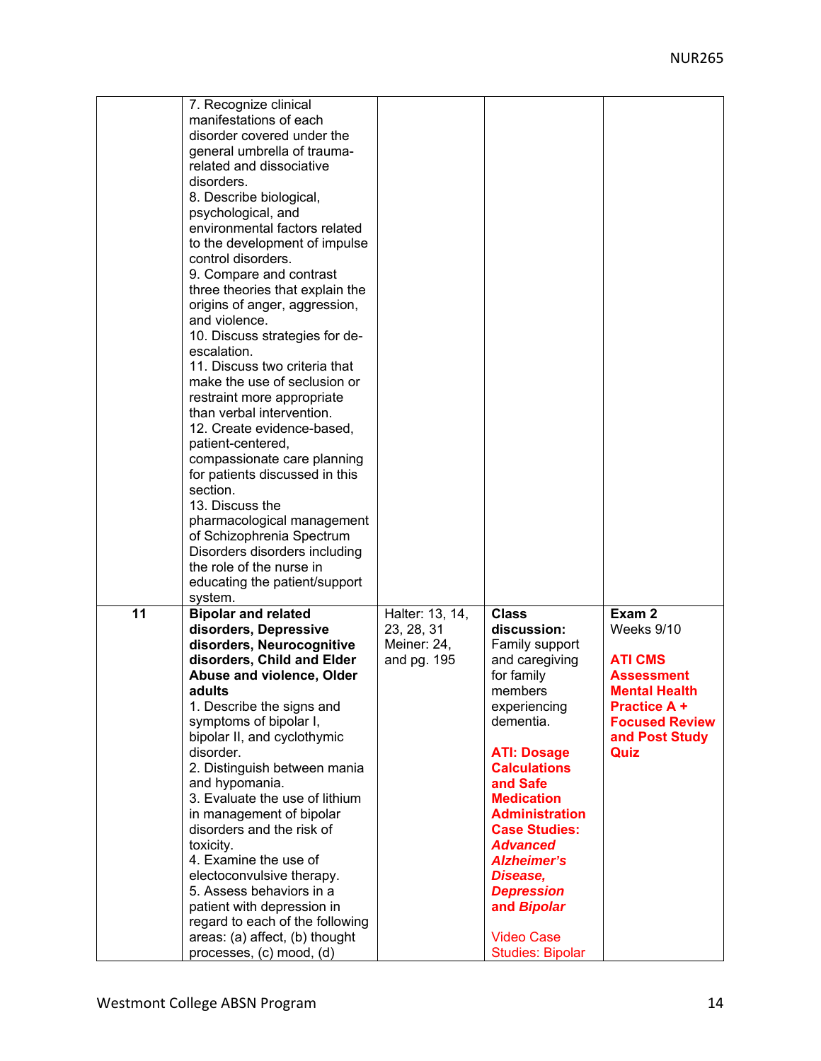| | | | | |
|---|---|---|---|---|
| | 7. Recognize clinical manifestations of each disorder covered under the general umbrella of trauma-related and dissociative disorders.<br>8. Describe biological, psychological, and environmental factors related to the development of impulse control disorders.<br>9. Compare and contrast three theories that explain the origins of anger, aggression, and violence.<br>10. Discuss strategies for de-escalation.<br>11. Discuss two criteria that make the use of seclusion or restraint more appropriate than verbal intervention.<br>12. Create evidence-based, patient-centered, compassionate care planning for patients discussed in this section.<br>13. Discuss the pharmacological management of Schizophrenia Spectrum Disorders disorders including the role of the nurse in educating the patient/support system. | | | |
| **11** | **Bipolar and related disorders, Depressive disorders, Neurocognitive disorders, Child and Elder Abuse and violence, Older adults**<br>1. Describe the signs and symptoms of bipolar I, bipolar II, and cyclothymic disorder.<br>2. Distinguish between mania and hypomania.<br>3. Evaluate the use of lithium in management of bipolar disorders and the risk of toxicity.<br>4. Examine the use of electoconvulsive therapy.<br>5. Assess behaviors in a patient with depression in regard to each of the following areas: (a) affect, (b) thought processes, (c) mood, (d) | Halter: 13, 14, 23, 28, 31<br>Meiner: 24, and pg. 195 | **Class discussion:** Family support and caregiving for family members experiencing dementia.<br><br>**ATI: Dosage Calculations and Safe Medication Administration Case Studies: *Advanced Alzheimer's Disease, Depression* and *Bipolar***<br><br>Video Case Studies: Bipolar | **Exam 2** Weeks 9/10<br><br>**ATI CMS Assessment Mental Health Practice A + Focused Review and Post Study Quiz** |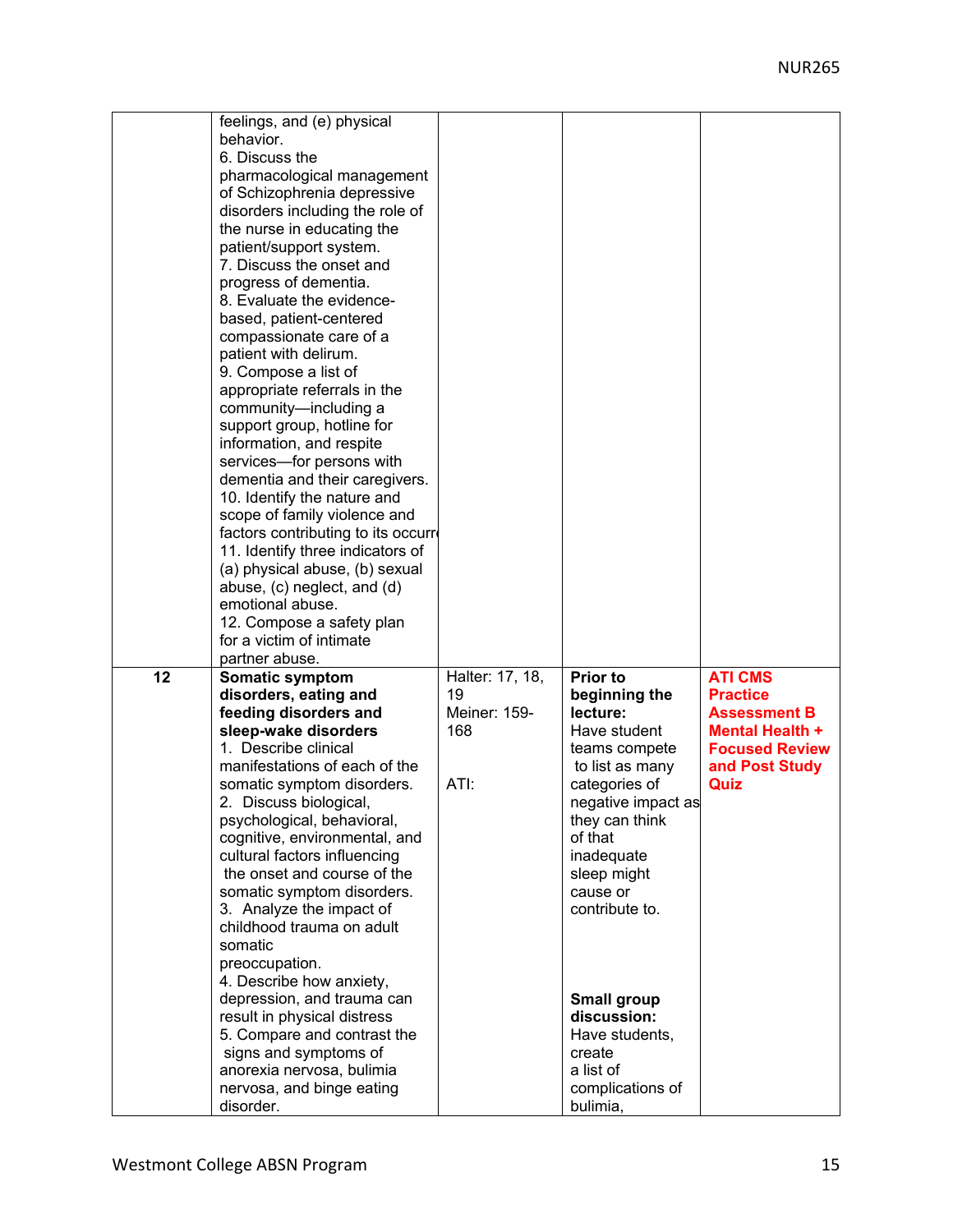| | | | | |
|---|---|---|---|---|
| | feelings, and (e) physical behavior.<br>6. Discuss the pharmacological management of Schizophrenia depressive disorders including the role of the nurse in educating the patient/support system.<br>7. Discuss the onset and progress of dementia.<br>8. Evaluate the evidence-based, patient-centered compassionate care of a patient with delirum.<br>9. Compose a list of appropriate referrals in the community—including a support group, hotline for information, and respite services—for persons with dementia and their caregivers.<br>10. Identify the nature and scope of family violence and factors contributing to its occurr<br>11. Identify three indicators of (a) physical abuse, (b) sexual abuse, (c) neglect, and (d) emotional abuse.<br>12. Compose a safety plan for a victim of intimate partner abuse. | | | |
| **12** | **Somatic symptom disorders, eating and feeding disorders and sleep-wake disorders**<br>1. Describe clinical manifestations of each of the somatic symptom disorders.<br>2. Discuss biological, psychological, behavioral, cognitive, environmental, and cultural factors influencing the onset and course of the somatic symptom disorders.<br>3. Analyze the impact of childhood trauma on adult somatic preoccupation.<br>4. Describe how anxiety, depression, and trauma can result in physical distress<br>5. Compare and contrast the signs and symptoms of anorexia nervosa, bulimia nervosa, and binge eating disorder. | Halter: 17, 18, 19<br>Meiner: 159-168<br><br>ATI: | **Prior to beginning the lecture:**<br>Have student teams compete to list as many categories of negative impact as they can think of that inadequate sleep might cause or contribute to.<br><br>**Small group discussion:**<br>Have students, create a list of complications of bulimia, | **ATI CMS Practice Assessment B Mental Health + Focused Review and Post Study Quiz** |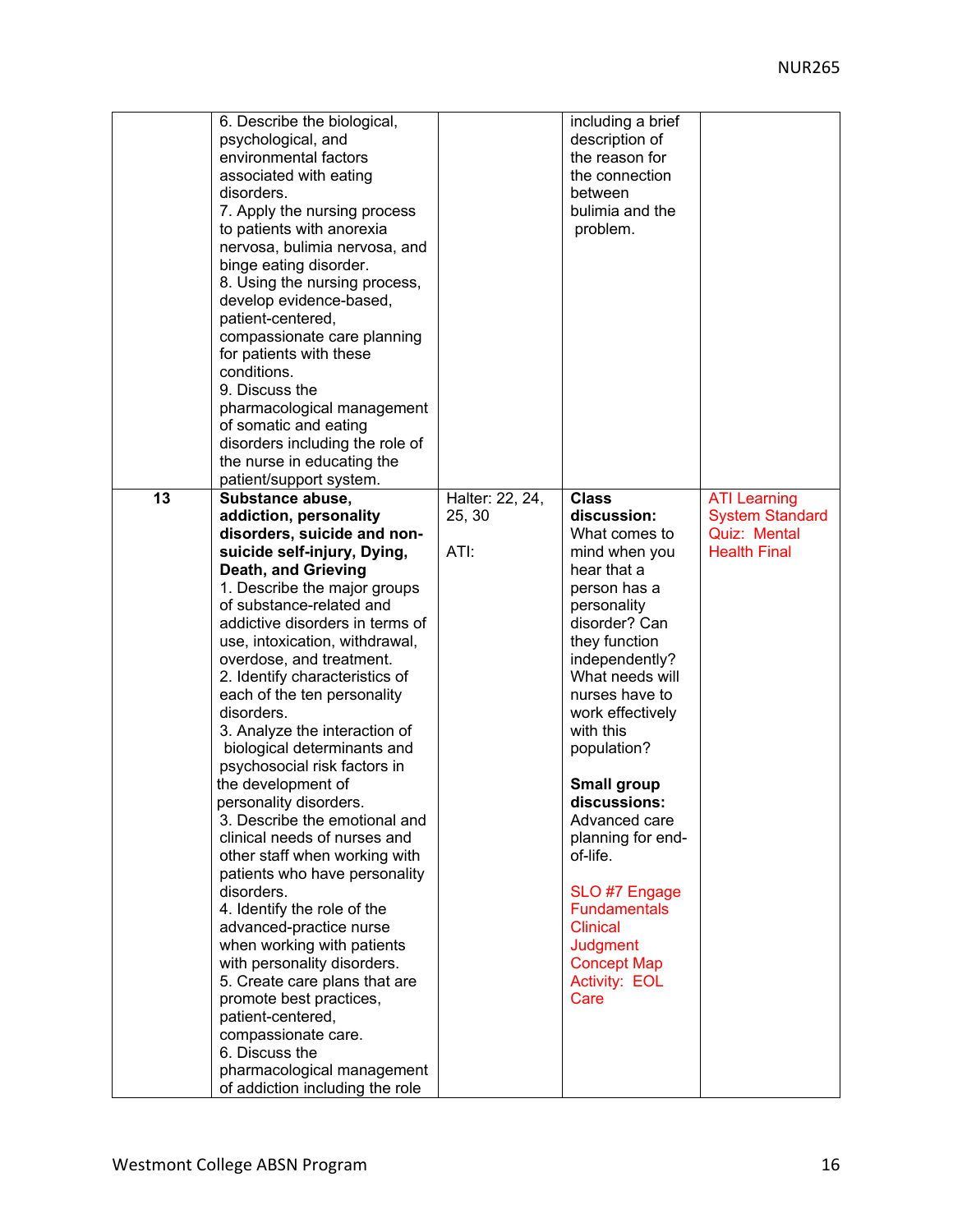| | | | | |
|---|---|---|---|---|
| | 6. Describe the biological, psychological, and environmental factors associated with eating disorders.<br>7. Apply the nursing process to patients with anorexia nervosa, bulimia nervosa, and binge eating disorder.<br>8. Using the nursing process, develop evidence-based, patient-centered, compassionate care planning for patients with these conditions.<br>9. Discuss the pharmacological management of somatic and eating disorders including the role of the nurse in educating the patient/support system. | | including a brief description of the reason for the connection between bulimia and the problem. | |
| 13 | **Substance abuse, addiction, personality disorders, suicide and non-suicide self-injury, Dying, Death, and Grieving**<br>1. Describe the major groups of substance-related and addictive disorders in terms of use, intoxication, withdrawal, overdose, and treatment.<br>2. Identify characteristics of each of the ten personality disorders.<br>3. Analyze the interaction of biological determinants and psychosocial risk factors in the development of personality disorders.<br>3. Describe the emotional and clinical needs of nurses and other staff when working with patients who have personality disorders.<br>4. Identify the role of the advanced-practice nurse when working with patients with personality disorders.<br>5. Create care plans that are promote best practices, patient-centered, compassionate care.<br>6. Discuss the pharmacological management of addiction including the role | Halter: 22, 24, 25, 30<br><br>ATI: | **Class discussion:** What comes to mind when you hear that a person has a personality disorder? Can they function independently? What needs will nurses have to work effectively with this population?<br><br>**Small group discussions:** Advanced care planning for end-of-life.<br><br>SLO #7 Engage Fundamentals Clinical Judgment Concept Map Activity: EOL Care | ATI Learning System Standard Quiz: Mental Health Final |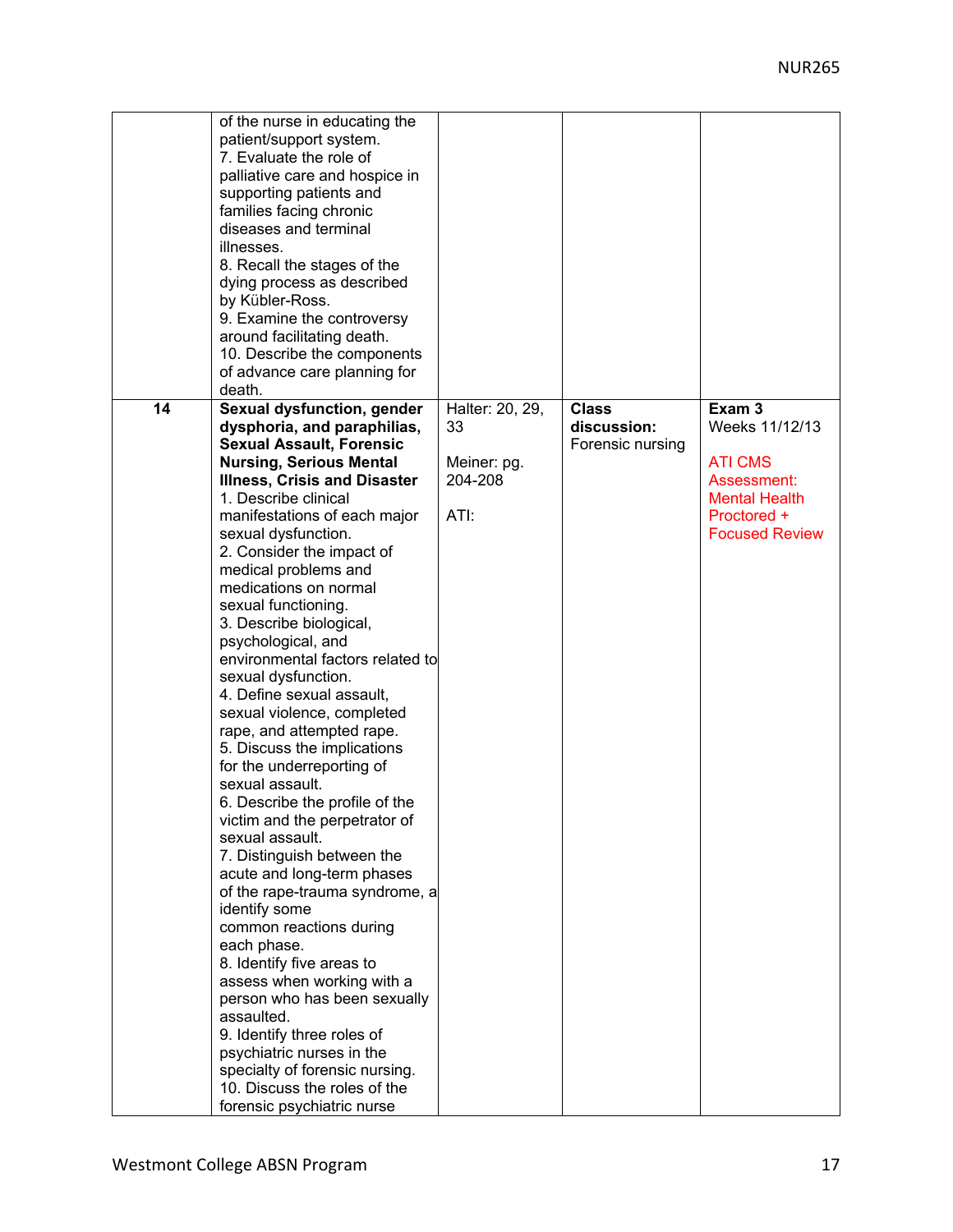| | | | | |
|---|---|---|---|---|
| | of the nurse in educating the patient/support system.<br>7. Evaluate the role of palliative care and hospice in supporting patients and families facing chronic diseases and terminal illnesses.<br>8. Recall the stages of the dying process as described by Kübler-Ross.<br>9. Examine the controversy around facilitating death.<br>10. Describe the components of advance care planning for death. | | | |
| **14** | **Sexual dysfunction, gender dysphoria, and paraphilias, Sexual Assault, Forensic Nursing, Serious Mental Illness, Crisis and Disaster**<br>1. Describe clinical manifestations of each major sexual dysfunction.<br>2. Consider the impact of medical problems and medications on normal sexual functioning.<br>3. Describe biological, psychological, and environmental factors related to sexual dysfunction.<br>4. Define sexual assault, sexual violence, completed rape, and attempted rape.<br>5. Discuss the implications for the underreporting of sexual assault.<br>6. Describe the profile of the victim and the perpetrator of sexual assault.<br>7. Distinguish between the acute and long-term phases of the rape-trauma syndrome, a identify some common reactions during each phase.<br>8. Identify five areas to assess when working with a person who has been sexually assaulted.<br>9. Identify three roles of psychiatric nurses in the specialty of forensic nursing.<br>10. Discuss the roles of the forensic psychiatric nurse | Halter: 20, 29, 33<br><br>Meiner: pg. 204-208<br><br>ATI: | **Class discussion:** Forensic nursing | **Exam 3** Weeks 11/12/13<br><br>ATI CMS Assessment: Mental Health Proctored + Focused Review |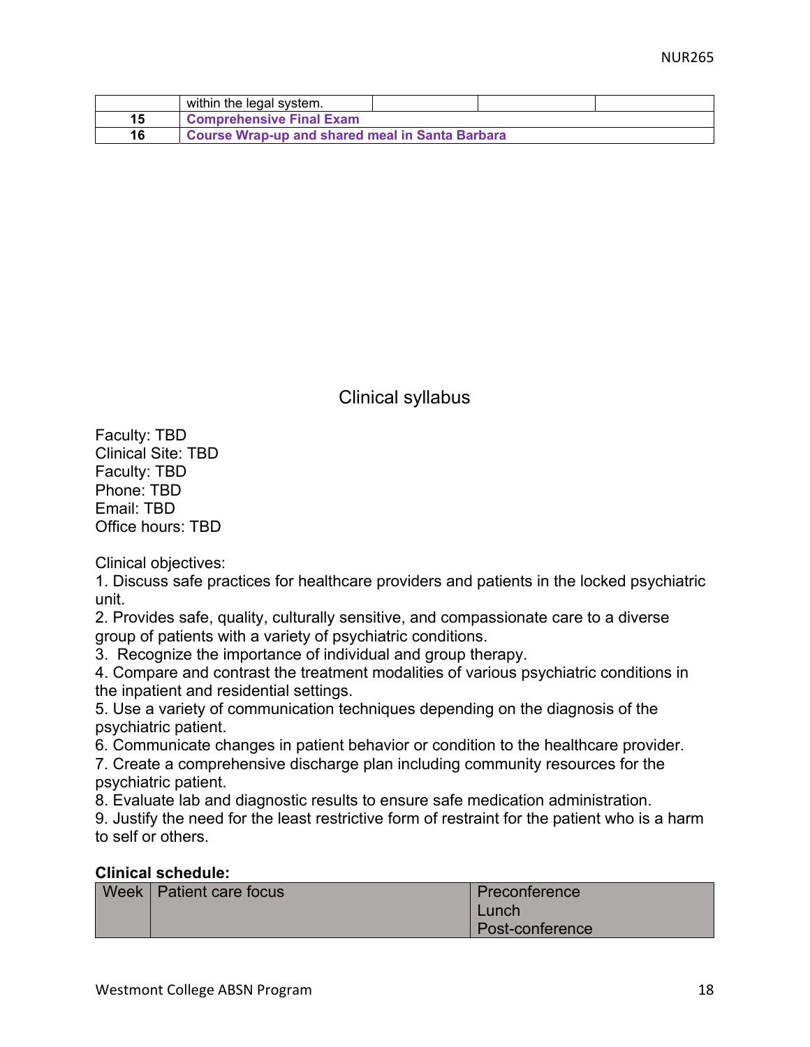| | within the legal system. | | | |
|---|---|---|---|---|
| **15** | **Comprehensive Final Exam** | | | |
| **16** | **Course Wrap-up and shared meal in Santa Barbara** | | | |

## Clinical syllabus

Faculty: TBD
Clinical Site: TBD
Faculty: TBD
Phone: TBD
Email: TBD
Office hours: TBD

Clinical objectives:

1. Discuss safe practices for healthcare providers and patients in the locked psychiatric unit.
2. Provides safe, quality, culturally sensitive, and compassionate care to a diverse group of patients with a variety of psychiatric conditions.
3. Recognize the importance of individual and group therapy.
4. Compare and contrast the treatment modalities of various psychiatric conditions in the inpatient and residential settings.
5. Use a variety of communication techniques depending on the diagnosis of the psychiatric patient.
6. Communicate changes in patient behavior or condition to the healthcare provider.
7. Create a comprehensive discharge plan including community resources for the psychiatric patient.
8. Evaluate lab and diagnostic results to ensure safe medication administration.
9. Justify the need for the least restrictive form of restraint for the patient who is a harm to self or others.

**Clinical schedule:**

| Week | Patient care focus | Preconference<br>Lunch<br>Post-conference |
|---|---|---|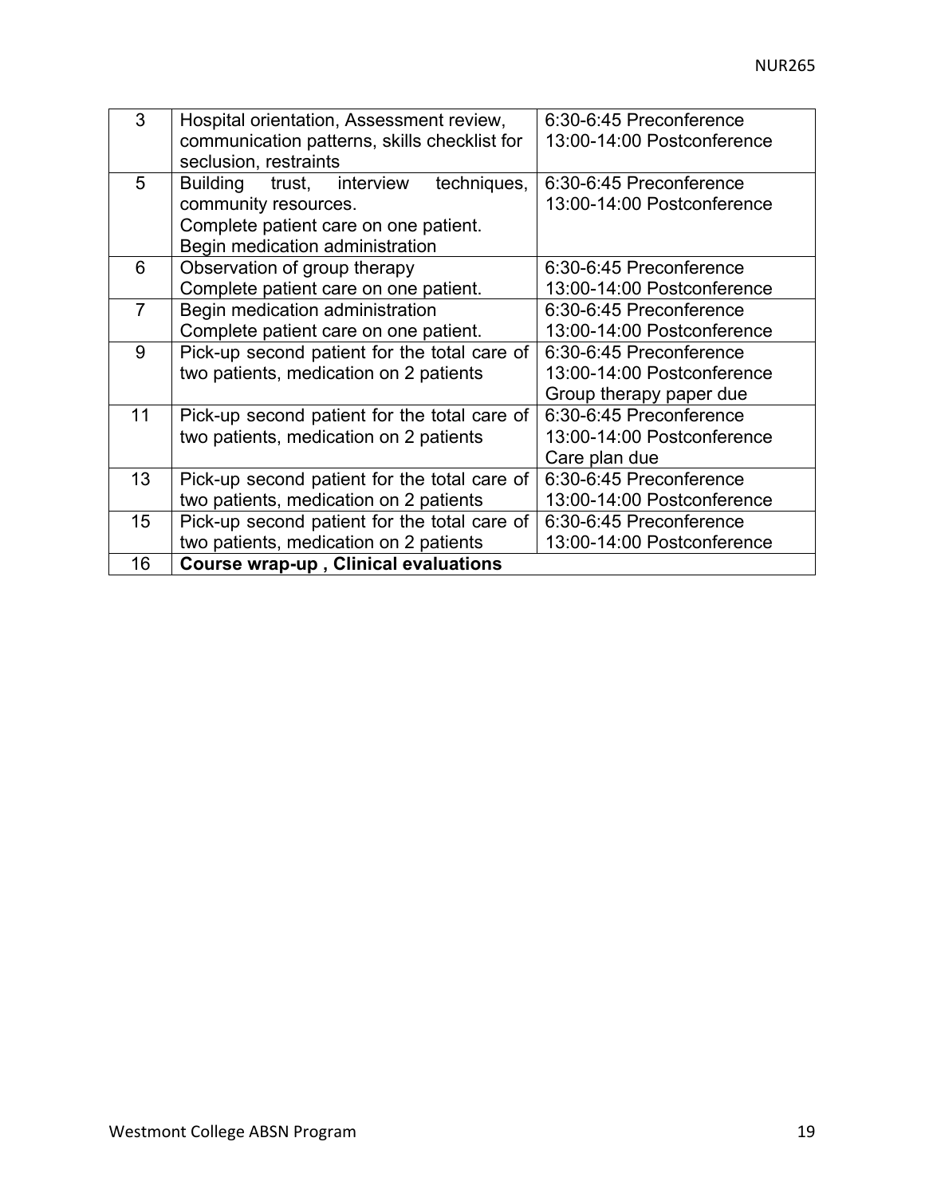| | | |
|---|---|---|
| 3 | Hospital orientation, Assessment review, communication patterns, skills checklist for seclusion, restraints | 6:30-6:45 Preconference<br>13:00-14:00 Postconference |
| 5 | Building trust, interview techniques, community resources.<br>Complete patient care on one patient.<br>Begin medication administration | 6:30-6:45 Preconference<br>13:00-14:00 Postconference |
| 6 | Observation of group therapy<br>Complete patient care on one patient. | 6:30-6:45 Preconference<br>13:00-14:00 Postconference |
| 7 | Begin medication administration<br>Complete patient care on one patient. | 6:30-6:45 Preconference<br>13:00-14:00 Postconference |
| 9 | Pick-up second patient for the total care of two patients, medication on 2 patients | 6:30-6:45 Preconference<br>13:00-14:00 Postconference<br>Group therapy paper due |
| 11 | Pick-up second patient for the total care of two patients, medication on 2 patients | 6:30-6:45 Preconference<br>13:00-14:00 Postconference<br>Care plan due |
| 13 | Pick-up second patient for the total care of two patients, medication on 2 patients | 6:30-6:45 Preconference<br>13:00-14:00 Postconference |
| 15 | Pick-up second patient for the total care of two patients, medication on 2 patients | 6:30-6:45 Preconference<br>13:00-14:00 Postconference |
| 16 | **Course wrap-up , Clinical evaluations** | |